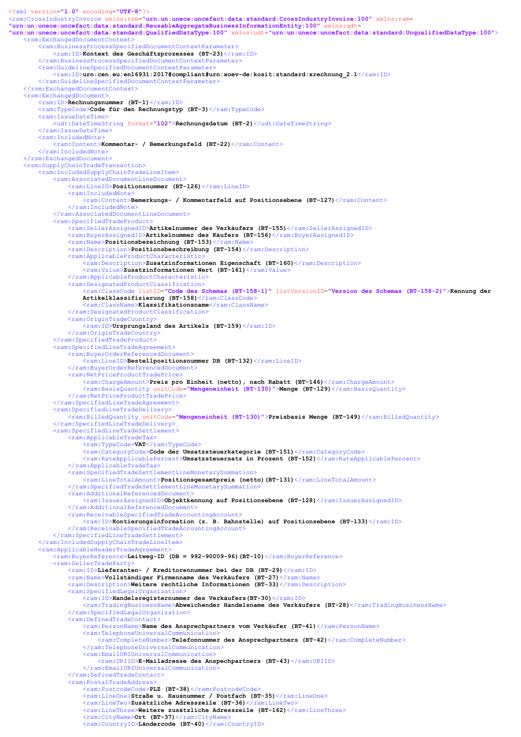```xml
<?xml version="1.0" encoding="UTF-8"?>
<rsm:CrossIndustryInvoice xmlns:rsm="urn:un:unece:uncefact:data:standard:CrossIndustryInvoice:100" xmlns:ram=
"urn:un:unece:uncefact:data:standard:ReusableAggregateBusinessInformationEntity:100" xmlns:qdt=
"urn:un:unece:uncefact:data:standard:QualifiedDataType:100" xmlns:udt="urn:un:unece:uncefact:data:standard:UnqualifiedDataType:100">
    <rsm:ExchangedDocumentContext>
        <ram:BusinessProcessSpecifiedDocumentContextParameter>
            <ram:ID>Kontext des Geschäftsprozesses (BT-23)</ram:ID>
        </ram:BusinessProcessSpecifiedDocumentContextParameter>
        <ram:GuidelineSpecifiedDocumentContextParameter>
            <ram:ID>urn:cen.eu:en16931:2017#compliant#urn:xoev-de:kosit:standard:xrechnung_2.1</ram:ID>
        </ram:GuidelineSpecifiedDocumentContextParameter>
    </rsm:ExchangedDocumentContext>
    <rsm:ExchangedDocument>
        <ram:ID>Rechnungsnummer (BT-1)</ram:ID>
        <ram:TypeCode>Code für den Rechnungstyp (BT-3)</ram:TypeCode>
        <ram:IssueDateTime>
            <udt:DateTimeString format="102">Rechnungsdatum (BT-2)</udt:DateTimeString>
        </ram:IssueDateTime>
        <ram:IncludedNote>
            <ram:Content>Kommentar- / Bemerkungsfeld (BT-22)</ram:Content>
        </ram:IncludedNote>
    </rsm:ExchangedDocument>
    <rsm:SupplyChainTradeTransaction>
        <ram:IncludedSupplyChainTradeLineItem>
            <ram:AssociatedDocumentLineDocument>
                <ram:LineID>Positionsnummer (BT-126)</ram:LineID>
                <ram:IncludedNote>
                    <ram:Content>Bemerkungs- / Kommentarfeld auf Positionsebene (BT-127)</ram:Content>
                </ram:IncludedNote>
            </ram:AssociatedDocumentLineDocument>
            <ram:SpecifiedTradeProduct>
                <ram:SellerAssignedID>Artikelnummer des Verkäufers (BT-155)</ram:SellerAssignedID>
                <ram:BuyerAssignedID>Artikelnummer des Käufers (BT-156)</ram:BuyerAssignedID>
                <ram:Name>Positionsbezeichnung (BT-153)</ram:Name>
                <ram:Description>Positionsbeschreibung (BT-154)</ram:Description>
                <ram:ApplicableProductCharacteristic>
                    <ram:Description>Zusatzinformationen Eigenschaft (BT-160)</ram:Description>
                    <ram:Value>Zusatzinformationen Wert (BT-161)</ram:Value>
                </ram:ApplicableProductCharacteristic>
                <ram:DesignatedProductClassification>
                    <ram:ClassCode listID="Code des Schemas (BT-158-1)" listVersionID="Version des Schemas (BT-158-2)">Kennung der
                    Artikelklassifizierung (BT-158)</ram:ClassCode>
                    <ram:ClassName>Klassifikationsname</ram:ClassName>
                </ram:DesignatedProductClassification>
                <ram:OriginTradeCountry>
                    <ram:ID>Ursprungsland des Artikels (BT-159)</ram:ID>
                </ram:OriginTradeCountry>
            </ram:SpecifiedTradeProduct>
            <ram:SpecifiedLineTradeAgreement>
                <ram:BuyerOrderReferencedDocument>
                    <ram:LineID>Bestellpositionsnummer DB (BT-132)</ram:LineID>
                </ram:BuyerOrderReferencedDocument>
                <ram:NetPriceProductTradePrice>
                    <ram:ChargeAmount>Preis pro Einheit (netto), nach Rabatt (BT-146)</ram:ChargeAmount>
                    <ram:BasisQuantity unitCode="Mengeneinheit (BT-130)">Menge (BT-129)</ram:BasisQuantity>
                </ram:NetPriceProductTradePrice>
            </ram:SpecifiedLineTradeAgreement>
            <ram:SpecifiedLineTradeDelivery>
                <ram:BilledQuantity unitCode="Mengeneinheit (BT-130)">Preisbasis Menge (BT-149)</ram:BilledQuantity>
            </ram:SpecifiedLineTradeDelivery>
            <ram:SpecifiedLineTradeSettlement>
                <ram:ApplicableTradeTax>
                    <ram:TypeCode>VAT</ram:TypeCode>
                    <ram:CategoryCode>Code der Umsatzsteuerkategorie (BT-151)</ram:CategoryCode>
                    <ram:RateApplicablePercent>Umsatzsteuersatz in Prozent (BT-152)</ram:RateApplicablePercent>
                </ram:ApplicableTradeTax>
                <ram:SpecifiedTradeSettlementLineMonetarySummation>
                    <ram:LineTotalAmount>Positionsgesamtpreis (netto)(BT-131)</ram:LineTotalAmount>
                </ram:SpecifiedTradeSettlementLineMonetarySummation>
                <ram:AdditionalReferencedDocument>
                    <ram:IssuerAssignedID>Objektkennung auf Positionsebene (BT-128)</ram:IssuerAssignedID>
                </ram:AdditionalReferencedDocument>
                <ram:ReceivableSpecifiedTradeAccountingAccount>
                    <ram:ID>Kontierungsinformation (z. B. Bahnstelle) auf Positionsebene (BT-133)</ram:ID>
                </ram:ReceivableSpecifiedTradeAccountingAccount>
            </ram:SpecifiedLineTradeSettlement>
        </ram:IncludedSupplyChainTradeLineItem>
        <ram:ApplicableHeaderTradeAgreement>
            <ram:BuyerReference>Leitweg-ID (DB = 992-90009-96)(BT-10)</ram:BuyerReference>
            <ram:SellerTradeParty>
                <ram:ID>Lieferanten- / Kreditorennummer bei der DB (BT-29)</ram:ID>
                <ram:Name>Vollständiger Firmenname des Verkäufers (BT-27)</ram:Name>
                <ram:Description>Weitere rechtliche Informationen (BT-33)</ram:Description>
                <ram:SpecifiedLegalOrganization>
                    <ram:ID>Handelsregisternummer des Verkäufers(BT-30)</ram:ID>
                    <ram:TradingBusinessName>Abweichender Handelsname des Verkäufers (BT-28)</ram:TradingBusinessName>
                </ram:SpecifiedLegalOrganization>
                <ram:DefinedTradeContact>
                    <ram:PersonName>Name des Ansprechpartners vom Verkäufer (BT-41)</ram:PersonName>
                    <ram:TelephoneUniversalCommunication>
                        <ram:CompleteNumber>Telefonnummer des Ansprechpartners (BT-42)</ram:CompleteNumber>
                    </ram:TelephoneUniversalCommunication>
                    <ram:EmailURIUniversalCommunication>
                        <ram:URIID>E-Mailadresse des Anspechpartners (BT-43)</ram:URIID>
                    </ram:EmailURIUniversalCommunication>
                </ram:DefinedTradeContact>
                <ram:PostalTradeAddress>
                    <ram:PostcodeCode>PLZ (BT-38)</ram:PostcodeCode>
                    <ram:LineOne>Straße u. Hausnummer / Postfach (BT-35)</ram:LineOne>
                    <ram:LineTwo>Zusätzliche Adresszeile (BT-36)</ram:LineTwo>
                    <ram:LineThree>Weitere zusätzliche Adresszeile (BT-162)</ram:LineThree>
                    <ram:CityName>Ort (BT-37)</ram:CityName>
                    <ram:CountryID>Ländercode (BT-40)</ram:CountryID>
```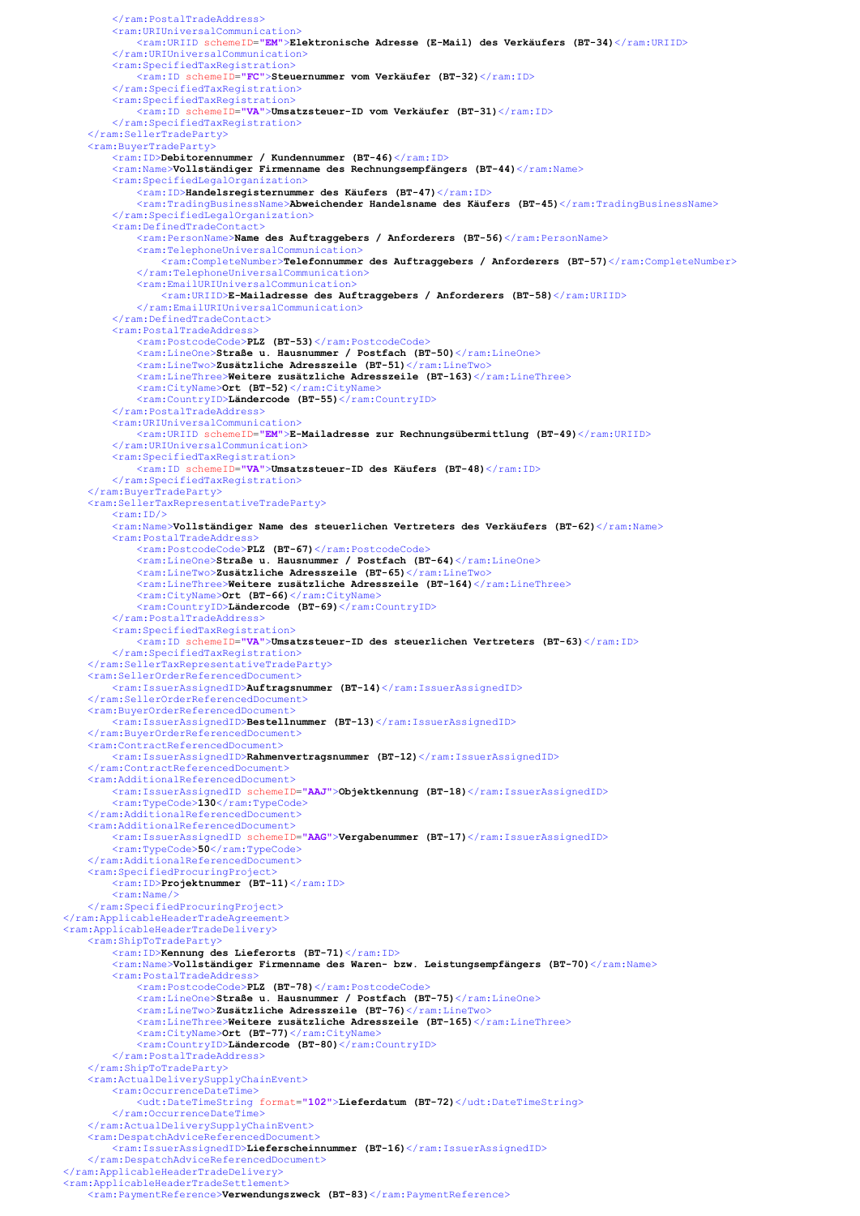```xml
            </ram:PostalTradeAddress>
            <ram:URIUniversalCommunication>
                <ram:URIID schemeID="EM">Elektronische Adresse (E-Mail) des Verkäufers (BT-34)</ram:URIID>
            </ram:URIUniversalCommunication>
            <ram:SpecifiedTaxRegistration>
                <ram:ID schemeID="FC">Steuernummer vom Verkäufer (BT-32)</ram:ID>
            </ram:SpecifiedTaxRegistration>
            <ram:SpecifiedTaxRegistration>
                <ram:ID schemeID="VA">Umsatzsteuer-ID vom Verkäufer (BT-31)</ram:ID>
            </ram:SpecifiedTaxRegistration>
        </ram:SellerTradeParty>
        <ram:BuyerTradeParty>
            <ram:ID>Debitorennummer / Kundennummer (BT-46)</ram:ID>
            <ram:Name>Vollständiger Firmenname des Rechnungsempfängers (BT-44)</ram:Name>
            <ram:SpecifiedLegalOrganization>
                <ram:ID>Handelsregisternummer des Käufers (BT-47)</ram:ID>
                <ram:TradingBusinessName>Abweichender Handelsname des Käufers (BT-45)</ram:TradingBusinessName>
            </ram:SpecifiedLegalOrganization>
            <ram:DefinedTradeContact>
                <ram:PersonName>Name des Auftraggebers / Anforderers (BT-56)</ram:PersonName>
                <ram:TelephoneUniversalCommunication>
                    <ram:CompleteNumber>Telefonnummer des Auftraggebers / Anforderers (BT-57)</ram:CompleteNumber>
                </ram:TelephoneUniversalCommunication>
                <ram:EmailURIUniversalCommunication>
                    <ram:URIID>E-Mailadresse des Auftraggebers / Anforderers (BT-58)</ram:URIID>
                </ram:EmailURIUniversalCommunication>
            </ram:DefinedTradeContact>
            <ram:PostalTradeAddress>
                <ram:PostcodeCode>PLZ (BT-53)</ram:PostcodeCode>
                <ram:LineOne>Straße u. Hausnummer / Postfach (BT-50)</ram:LineOne>
                <ram:LineTwo>Zusätzliche Adresszeile (BT-51)</ram:LineTwo>
                <ram:LineThree>Weitere zusätzliche Adresszeile (BT-163)</ram:LineThree>
                <ram:CityName>Ort (BT-52)</ram:CityName>
                <ram:CountryID>Ländercode (BT-55)</ram:CountryID>
            </ram:PostalTradeAddress>
            <ram:URIUniversalCommunication>
                <ram:URIID schemeID="EM">E-Mailadresse zur Rechnungsübermittlung (BT-49)</ram:URIID>
            </ram:URIUniversalCommunication>
            <ram:SpecifiedTaxRegistration>
                <ram:ID schemeID="VA">Umsatzsteuer-ID des Käufers (BT-48)</ram:ID>
            </ram:SpecifiedTaxRegistration>
        </ram:BuyerTradeParty>
        <ram:SellerTaxRepresentativeTradeParty>
            <ram:ID/>
            <ram:Name>Vollständiger Name des steuerlichen Vertreters des Verkäufers (BT-62)</ram:Name>
            <ram:PostalTradeAddress>
                <ram:PostcodeCode>PLZ (BT-67)</ram:PostcodeCode>
                <ram:LineOne>Straße u. Hausnummer / Postfach (BT-64)</ram:LineOne>
                <ram:LineTwo>Zusätzliche Adresszeile (BT-65)</ram:LineTwo>
                <ram:LineThree>Weitere zusätzliche Adresszeile (BT-164)</ram:LineThree>
                <ram:CityName>Ort (BT-66)</ram:CityName>
                <ram:CountryID>Ländercode (BT-69)</ram:CountryID>
            </ram:PostalTradeAddress>
            <ram:SpecifiedTaxRegistration>
                <ram:ID schemeID="VA">Umsatzsteuer-ID des steuerlichen Vertreters (BT-63)</ram:ID>
            </ram:SpecifiedTaxRegistration>
        </ram:SellerTaxRepresentativeTradeParty>
        <ram:SellerOrderReferencedDocument>
            <ram:IssuerAssignedID>Auftragsnummer (BT-14)</ram:IssuerAssignedID>
        </ram:SellerOrderReferencedDocument>
        <ram:BuyerOrderReferencedDocument>
            <ram:IssuerAssignedID>Bestellnummer (BT-13)</ram:IssuerAssignedID>
        </ram:BuyerOrderReferencedDocument>
        <ram:ContractReferencedDocument>
            <ram:IssuerAssignedID>Rahmenvertragsnummer (BT-12)</ram:IssuerAssignedID>
        </ram:ContractReferencedDocument>
        <ram:AdditionalReferencedDocument>
            <ram:IssuerAssignedID schemeID="AAJ">Objektkennung (BT-18)</ram:IssuerAssignedID>
            <ram:TypeCode>130</ram:TypeCode>
        </ram:AdditionalReferencedDocument>
        <ram:AdditionalReferencedDocument>
            <ram:IssuerAssignedID schemeID="AAG">Vergabenummer (BT-17)</ram:IssuerAssignedID>
            <ram:TypeCode>50</ram:TypeCode>
        </ram:AdditionalReferencedDocument>
        <ram:SpecifiedProcuringProject>
            <ram:ID>Projektnummer (BT-11)</ram:ID>
            <ram:Name/>
        </ram:SpecifiedProcuringProject>
    </ram:ApplicableHeaderTradeAgreement>
    <ram:ApplicableHeaderTradeDelivery>
        <ram:ShipToTradeParty>
            <ram:ID>Kennung des Lieferorts (BT-71)</ram:ID>
            <ram:Name>Vollständiger Firmenname des Waren- bzw. Leistungsempfängers (BT-70)</ram:Name>
            <ram:PostalTradeAddress>
                <ram:PostcodeCode>PLZ (BT-78)</ram:PostcodeCode>
                <ram:LineOne>Straße u. Hausnummer / Postfach (BT-75)</ram:LineOne>
                <ram:LineTwo>Zusätzliche Adresszeile (BT-76)</ram:LineTwo>
                <ram:LineThree>Weitere zusätzliche Adresszeile (BT-165)</ram:LineThree>
                <ram:CityName>Ort (BT-77)</ram:CityName>
                <ram:CountryID>Ländercode (BT-80)</ram:CountryID>
            </ram:PostalTradeAddress>
        </ram:ShipToTradeParty>
        <ram:ActualDeliverySupplyChainEvent>
            <ram:OccurrenceDateTime>
                <udt:DateTimeString format="102">Lieferdatum (BT-72)</udt:DateTimeString>
            </ram:OccurrenceDateTime>
        </ram:ActualDeliverySupplyChainEvent>
        <ram:DespatchAdviceReferencedDocument>
            <ram:IssuerAssignedID>Lieferscheinnummer (BT-16)</ram:IssuerAssignedID>
        </ram:DespatchAdviceReferencedDocument>
    </ram:ApplicableHeaderTradeDelivery>
    <ram:ApplicableHeaderTradeSettlement>
        <ram:PaymentReference>Verwendungszweck (BT-83)</ram:PaymentReference>
```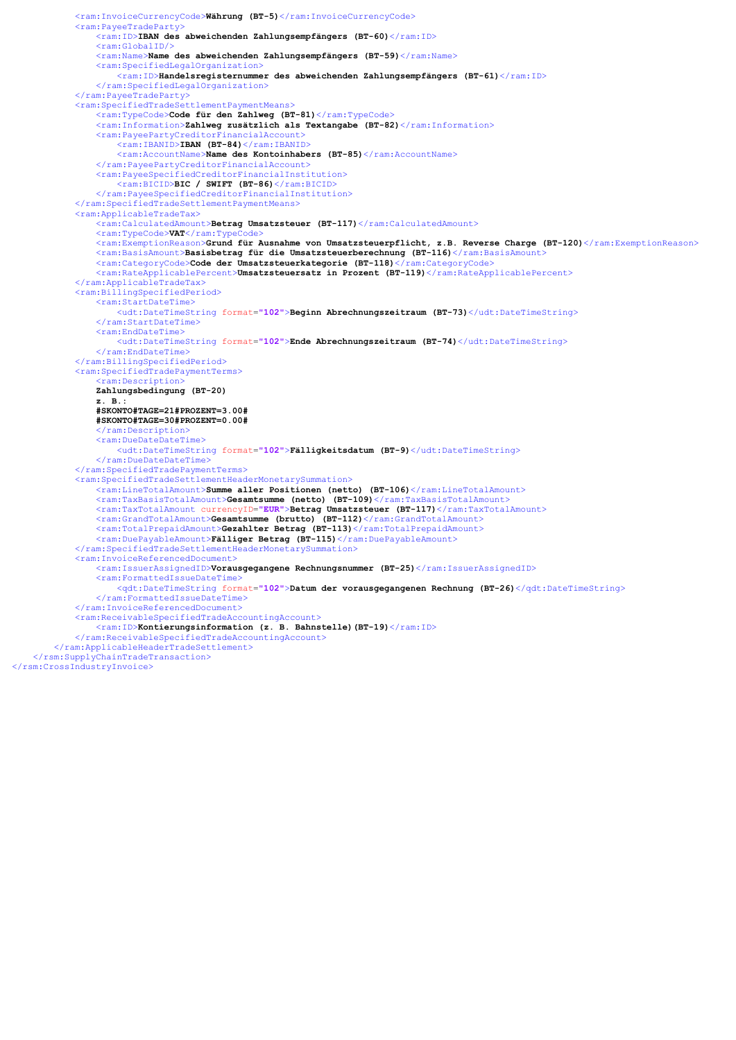```xml
            <ram:InvoiceCurrencyCode>Währung (BT-5)</ram:InvoiceCurrencyCode>
            <ram:PayeeTradeParty>
                <ram:ID>IBAN des abweichenden Zahlungsempfängers (BT-60)</ram:ID>
                <ram:GlobalID/>
                <ram:Name>Name des abweichenden Zahlungsempfängers (BT-59)</ram:Name>
                <ram:SpecifiedLegalOrganization>
                    <ram:ID>Handelsregisternummer des abweichenden Zahlungsempfängers (BT-61)</ram:ID>
                </ram:SpecifiedLegalOrganization>
            </ram:PayeeTradeParty>
            <ram:SpecifiedTradeSettlementPaymentMeans>
                <ram:TypeCode>Code für den Zahlweg (BT-81)</ram:TypeCode>
                <ram:Information>Zahlweg zusätzlich als Textangabe (BT-82)</ram:Information>
                <ram:PayeePartyCreditorFinancialAccount>
                    <ram:IBANID>IBAN (BT-84)</ram:IBANID>
                    <ram:AccountName>Name des Kontoinhabers (BT-85)</ram:AccountName>
                </ram:PayeePartyCreditorFinancialAccount>
                <ram:PayeeSpecifiedCreditorFinancialInstitution>
                    <ram:BICID>BIC / SWIFT (BT-86)</ram:BICID>
                </ram:PayeeSpecifiedCreditorFinancialInstitution>
            </ram:SpecifiedTradeSettlementPaymentMeans>
            <ram:ApplicableTradeTax>
                <ram:CalculatedAmount>Betrag Umsatzsteuer (BT-117)</ram:CalculatedAmount>
                <ram:TypeCode>VAT</ram:TypeCode>
                <ram:ExemptionReason>Grund für Ausnahme von Umsatzsteuerpflicht, z.B. Reverse Charge (BT-120)</ram:ExemptionReason>
                <ram:BasisAmount>Basisbetrag für die Umsatzsteuerberechnung (BT-116)</ram:BasisAmount>
                <ram:CategoryCode>Code der Umsatzsteuerkategorie (BT-118)</ram:CategoryCode>
                <ram:RateApplicablePercent>Umsatzsteuersatz in Prozent (BT-119)</ram:RateApplicablePercent>
            </ram:ApplicableTradeTax>
            <ram:BillingSpecifiedPeriod>
                <ram:StartDateTime>
                    <udt:DateTimeString format="102">Beginn Abrechnungszeitraum (BT-73)</udt:DateTimeString>
                </ram:StartDateTime>
                <ram:EndDateTime>
                    <udt:DateTimeString format="102">Ende Abrechnungszeitraum (BT-74)</udt:DateTimeString>
                </ram:EndDateTime>
            </ram:BillingSpecifiedPeriod>
            <ram:SpecifiedTradePaymentTerms>
                <ram:Description>
                Zahlungsbedingung (BT-20)
                z. B.:
                #SKONTO#TAGE=21#PROZENT=3.00#
                #SKONTO#TAGE=30#PROZENT=0.00#
                </ram:Description>
                <ram:DueDateDateTime>
                    <udt:DateTimeString format="102">Fälligkeitsdatum (BT-9)</udt:DateTimeString>
                </ram:DueDateDateTime>
            </ram:SpecifiedTradePaymentTerms>
            <ram:SpecifiedTradeSettlementHeaderMonetarySummation>
                <ram:LineTotalAmount>Summe aller Positionen (netto) (BT-106)</ram:LineTotalAmount>
                <ram:TaxBasisTotalAmount>Gesamtsumme (netto) (BT-109)</ram:TaxBasisTotalAmount>
                <ram:TaxTotalAmount currencyID="EUR">Betrag Umsatzsteuer (BT-117)</ram:TaxTotalAmount>
                <ram:GrandTotalAmount>Gesamtsumme (brutto) (BT-112)</ram:GrandTotalAmount>
                <ram:TotalPrepaidAmount>Gezahlter Betrag (BT-113)</ram:TotalPrepaidAmount>
                <ram:DuePayableAmount>Fälliger Betrag (BT-115)</ram:DuePayableAmount>
            </ram:SpecifiedTradeSettlementHeaderMonetarySummation>
            <ram:InvoiceReferencedDocument>
                <ram:IssuerAssignedID>Vorausgegangene Rechnungsnummer (BT-25)</ram:IssuerAssignedID>
                <ram:FormattedIssueDateTime>
                    <qdt:DateTimeString format="102">Datum der vorausgegangenen Rechnung (BT-26)</qdt:DateTimeString>
                </ram:FormattedIssueDateTime>
            </ram:InvoiceReferencedDocument>
            <ram:ReceivableSpecifiedTradeAccountingAccount>
                <ram:ID>Kontierungsinformation (z. B. Bahnstelle)(BT-19)</ram:ID>
            </ram:ReceivableSpecifiedTradeAccountingAccount>
        </ram:ApplicableHeaderTradeSettlement>
    </rsm:SupplyChainTradeTransaction>
</rsm:CrossIndustryInvoice>
```